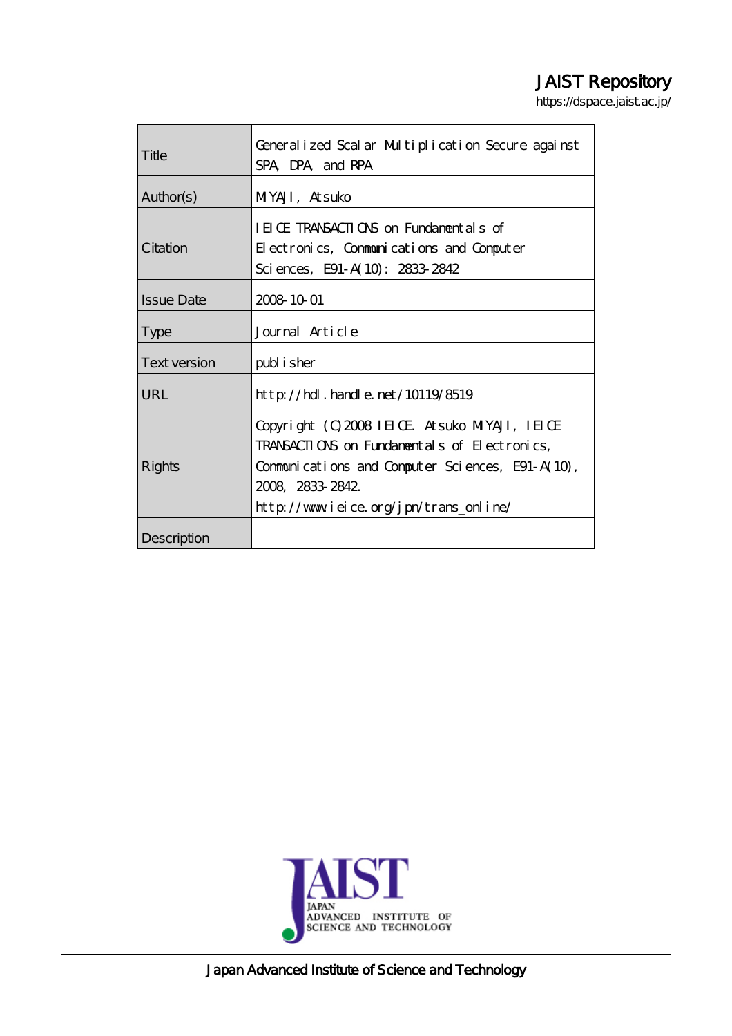# JAIST Repository

https://dspace.jaist.ac.jp/

| Title | Generalized Scalar Multiplication Secure against SPA, DPA, and RPA |
|---|---|
| Author(s) | MIYAJI, Atsuko |
| Citation | IEICE TRANSACTIONS on Fundamentals of Electronics, Communications and Computer Sciences, E91-A(10): 2833-2842 |
| Issue Date | 2008-10-01 |
| Type | Journal Article |
| Text version | publisher |
| URL | http://hdl.handle.net/10119/8519 |
| Rights | Copyright (C)2008 IEICE. Atsuko MIYAJI, IEICE TRANSACTIONS on Fundamentals of Electronics, Communications and Computer Sciences, E91-A(10), 2008, 2833-2842. http://www.ieice.org/jpn/trans_online/ |
| Description | |

Japan Advanced Institute of Science and Technology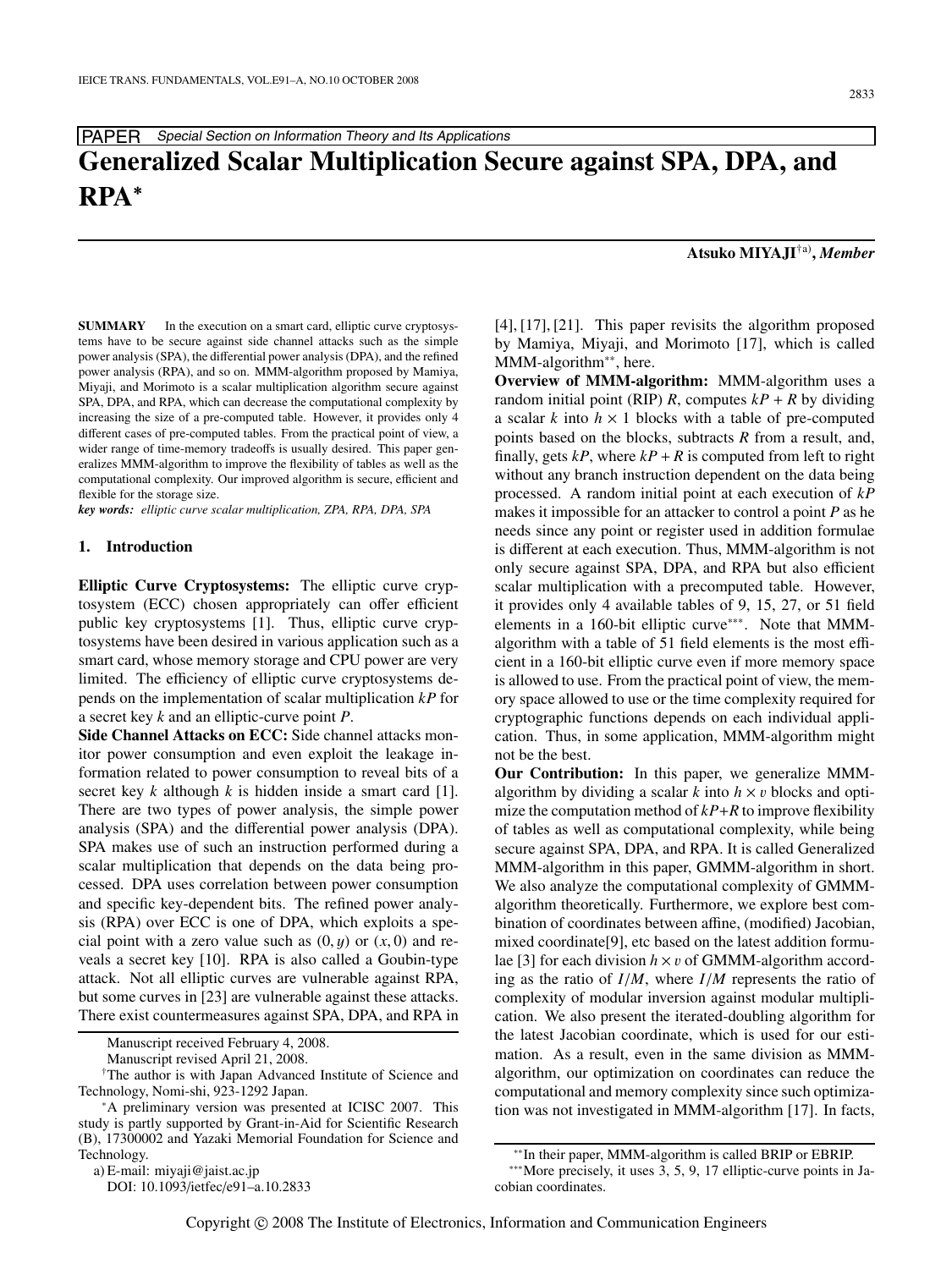PAPER *Special Section on Information Theory and Its Applications*

# Generalized Scalar Multiplication Secure against SPA, DPA, and RPA*

**Atsuko MIYAJI**[†a)], ***Member***

**SUMMARY** In the execution on a smart card, elliptic curve cryptosystems have to be secure against side channel attacks such as the simple power analysis (SPA), the differential power analysis (DPA), and the refined power analysis (RPA), and so on. MMM-algorithm proposed by Mamiya, Miyaji, and Morimoto is a scalar multiplication algorithm secure against SPA, DPA, and RPA, which can decrease the computational complexity by increasing the size of a pre-computed table. However, it provides only 4 different cases of pre-computed tables. From the practical point of view, a wider range of time-memory tradeoffs is usually desired. This paper generalizes MMM-algorithm to improve the flexibility of tables as well as the computational complexity. Our improved algorithm is secure, efficient and flexible for the storage size.

***key words:*** *elliptic curve scalar multiplication, ZPA, RPA, DPA, SPA*

## 1. Introduction

**Elliptic Curve Cryptosystems:** The elliptic curve cryptosystem (ECC) chosen appropriately can offer efficient public key cryptosystems [1]. Thus, elliptic curve cryptosystems have been desired in various application such as a smart card, whose memory storage and CPU power are very limited. The efficiency of elliptic curve cryptosystems depends on the implementation of scalar multiplication $kP$ for a secret key $k$ and an elliptic-curve point $P$.

**Side Channel Attacks on ECC:** Side channel attacks monitor power consumption and even exploit the leakage information related to power consumption to reveal bits of a secret key $k$ although $k$ is hidden inside a smart card [1]. There are two types of power analysis, the simple power analysis (SPA) and the differential power analysis (DPA). SPA makes use of such an instruction performed during a scalar multiplication that depends on the data being processed. DPA uses correlation between power consumption and specific key-dependent bits. The refined power analysis (RPA) over ECC is one of DPA, which exploits a special point with a zero value such as $(0, y)$ or $(x, 0)$ and reveals a secret key [10]. RPA is also called a Goubin-type attack. Not all elliptic curves are vulnerable against RPA, but some curves in [23] are vulnerable against these attacks. There exist countermeasures against SPA, DPA, and RPA in [4], [17], [21]. This paper revisits the algorithm proposed by Mamiya, Miyaji, and Morimoto [17], which is called MMM-algorithm**, here.

**Overview of MMM-algorithm:** MMM-algorithm uses a random initial point (RIP) $R$, computes $kP + R$ by dividing a scalar $k$ into $h \times 1$ blocks with a table of pre-computed points based on the blocks, subtracts $R$ from a result, and, finally, gets $kP$, where $kP + R$ is computed from left to right without any branch instruction dependent on the data being processed. A random initial point at each execution of $kP$ makes it impossible for an attacker to control a point $P$ as he needs since any point or register used in addition formulae is different at each execution. Thus, MMM-algorithm is not only secure against SPA, DPA, and RPA but also efficient scalar multiplication with a precomputed table. However, it provides only 4 available tables of 9, 15, 27, or 51 field elements in a 160-bit elliptic curve***. Note that MMM-algorithm with a table of 51 field elements is the most efficient in a 160-bit elliptic curve even if more memory space is allowed to use. From the practical point of view, the memory space allowed to use or the time complexity required for cryptographic functions depends on each individual application. Thus, in some application, MMM-algorithm might not be the best.

**Our Contribution:** In this paper, we generalize MMM-algorithm by dividing a scalar $k$ into $h \times v$ blocks and optimize the computation method of $kP+R$ to improve flexibility of tables as well as computational complexity, while being secure against SPA, DPA, and RPA. It is called Generalized MMM-algorithm in this paper, GMMM-algorithm in short. We also analyze the computational complexity of GMMM-algorithm theoretically. Furthermore, we explore best combination of coordinates between affine, (modified) Jacobian, mixed coordinate[9], etc based on the latest addition formulae [3] for each division $h \times v$ of GMMM-algorithm according as the ratio of $I/M$, where $I/M$ represents the ratio of complexity of modular inversion against modular multiplication. We also present the iterated-doubling algorithm for the latest Jacobian coordinate, which is used for our estimation. As a result, even in the same division as MMM-algorithm, our optimization on coordinates can reduce the computational and memory complexity since such optimization was not investigated in MMM-algorithm [17]. In facts,

Manuscript received February 4, 2008.

Manuscript revised April 21, 2008.

†The author is with Japan Advanced Institute of Science and Technology, Nomi-shi, 923-1292 Japan.

*A preliminary version was presented at ICISC 2007. This study is partly supported by Grant-in-Aid for Scientific Research (B), 17300002 and Yazaki Memorial Foundation for Science and Technology.

a) E-mail: miyaji@jaist.ac.jp

DOI: 10.1093/ietfec/e91–a.10.2833

**In their paper, MMM-algorithm is called BRIP or EBRIP.

***More precisely, it uses 3, 5, 9, 17 elliptic-curve points in Jacobian coordinates.

Copyright © 2008 The Institute of Electronics, Information and Communication Engineers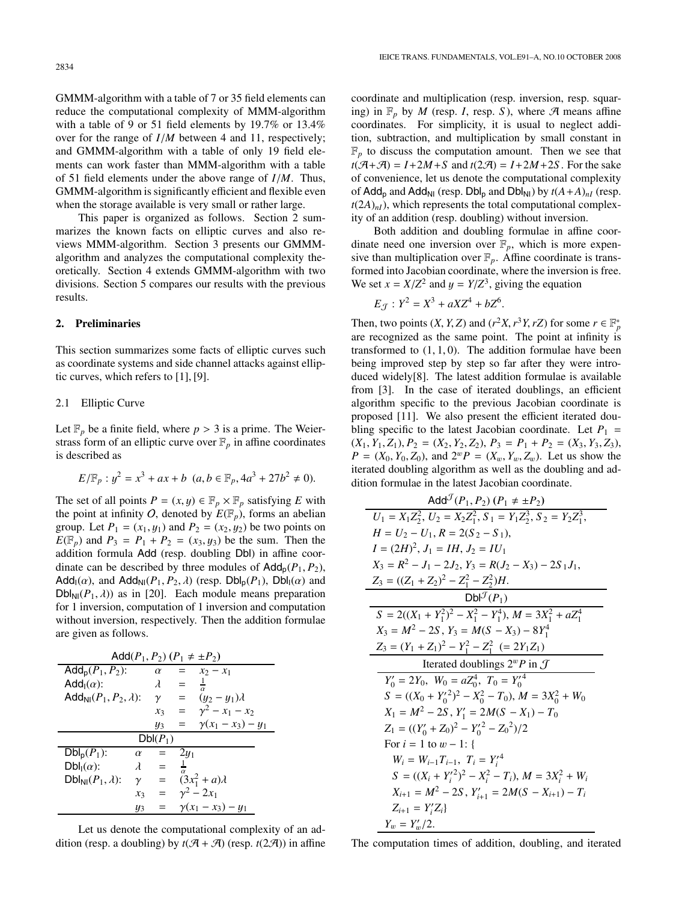GMMM-algorithm with a table of 7 or 35 field elements can reduce the computational complexity of MMM-algorithm with a table of 9 or 51 field elements by 19.7% or 13.4% over for the range of $I/M$ between 4 and 11, respectively; and GMMM-algorithm with a table of only 19 field elements can work faster than MMM-algorithm with a table of 51 field elements under the above range of $I/M$. Thus, GMMM-algorithm is significantly efficient and flexible even when the storage available is very small or rather large.

This paper is organized as follows. Section 2 summarizes the known facts on elliptic curves and also reviews MMM-algorithm. Section 3 presents our GMMM-algorithm and analyzes the computational complexity theoretically. Section 4 extends GMMM-algorithm with two divisions. Section 5 compares our results with the previous results.

## 2. Preliminaries

This section summarizes some facts of elliptic curves such as coordinate systems and side channel attacks against elliptic curves, which refers to [1], [9].

### 2.1 Elliptic Curve

Let $\mathbb{F}_p$ be a finite field, where $p > 3$ is a prime. The Weierstrass form of an elliptic curve over $\mathbb{F}_p$ in affine coordinates is described as

$$E/\mathbb{F}_p : y^2 = x^3 + ax + b \ \ (a, b \in \mathbb{F}_p, 4a^3 + 27b^2 \neq 0).$$

The set of all points $P = (x, y) \in \mathbb{F}_p \times \mathbb{F}_p$ satisfying $E$ with the point at infinity $O$, denoted by $E(\mathbb{F}_p)$, forms an abelian group. Let $P_1 = (x_1, y_1)$ and $P_2 = (x_2, y_2)$ be two points on $E(\mathbb{F}_p)$ and $P_3 = P_1 + P_2 = (x_3, y_3)$ be the sum. Then the addition formula Add (resp. doubling Dbl) in affine coordinate can be described by three modules of $\mathsf{Add_p}(P_1, P_2)$, $\mathsf{Add_I}(\alpha)$, and $\mathsf{Add_{NI}}(P_1, P_2, \lambda)$ (resp. $\mathsf{Dbl_p}(P_1)$, $\mathsf{Dbl_I}(\alpha)$ and $\mathsf{Dbl_{NI}}(P_1, \lambda)$) as in [20]. Each module means preparation for 1 inversion, computation of 1 inversion and computation without inversion, respectively. Then the addition formulae are given as follows.

**$\mathsf{Add}(P_1, P_2)$ ($P_1 \neq \pm P_2$)**

$$\begin{aligned}
\mathsf{Add_p}(P_1, P_2):& \quad \alpha = x_2 - x_1 \\
\mathsf{Add_I}(\alpha):& \quad \lambda = \tfrac{1}{\alpha} \\
\mathsf{Add_{NI}}(P_1, P_2, \lambda):& \quad \gamma = (y_2 - y_1)\lambda \\
& \quad x_3 = \gamma^2 - x_1 - x_2 \\
& \quad y_3 = \gamma(x_1 - x_3) - y_1
\end{aligned}$$

**$\mathsf{Dbl}(P_1)$**

$$\begin{aligned}
\mathsf{Dbl_p}(P_1):& \quad \alpha = 2y_1 \\
\mathsf{Dbl_I}(\alpha):& \quad \lambda = \tfrac{1}{\alpha} \\
\mathsf{Dbl_{NI}}(P_1, \lambda):& \quad \gamma = (3x_1^2 + a)\lambda \\
& \quad x_3 = \gamma^2 - 2x_1 \\
& \quad y_3 = \gamma(x_1 - x_3) - y_1
\end{aligned}$$

Let us denote the computational complexity of an addition (resp. a doubling) by $t(\mathcal{A} + \mathcal{A})$ (resp. $t(2\mathcal{A})$) in affine coordinate and multiplication (resp. inversion, resp. squaring) in $\mathbb{F}_p$ by $M$ (resp. $I$, resp. $S$), where $\mathcal{A}$ means affine coordinates. For simplicity, it is usual to neglect addition, subtraction, and multiplication by small constant in $\mathbb{F}_p$ to discuss the computation amount. Then we see that $t(\mathcal{A}+\mathcal{A}) = I+2M+S$ and $t(2\mathcal{A}) = I+2M+2S$. For the sake of convenience, let us denote the computational complexity of $\mathsf{Add_p}$ and $\mathsf{Add_{NI}}$ (resp. $\mathsf{Dbl_p}$ and $\mathsf{Dbl_{NI}}$) by $t(A+A)_{nI}$ (resp. $t(2A)_{nI}$), which represents the total computational complexity of an addition (resp. doubling) without inversion.

Both addition and doubling formulae in affine coordinate need one inversion over $\mathbb{F}_p$, which is more expensive than multiplication over $\mathbb{F}_p$. Affine coordinate is transformed into Jacobian coordinate, where the inversion is free. We set $x = X/Z^2$ and $y = Y/Z^3$, giving the equation

$$E_{\mathcal{J}} : Y^2 = X^3 + aXZ^4 + bZ^6.$$

Then, two points $(X, Y, Z)$ and $(r^2X, r^3Y, rZ)$ for some $r \in \mathbb{F}_p^*$ are recognized as the same point. The point at infinity is transformed to $(1, 1, 0)$. The addition formulae have been being improved step by step so far after they were introduced widely[8]. The latest addition formulae is available from [3]. In the case of iterated doublings, an efficient algorithm specific to the previous Jacobian coordinate is proposed [11]. We also present the efficient iterated doubling specific to the latest Jacobian coordinate. Let $P_1 = (X_1, Y_1, Z_1), P_2 = (X_2, Y_2, Z_2), P_3 = P_1 + P_2 = (X_3, Y_3, Z_3)$, $P = (X_0, Y_0, Z_0)$, and $2^wP = (X_w, Y_w, Z_w)$. Let us show the iterated doubling algorithm as well as the doubling and addition formulae in the latest Jacobian coordinate.

**$\mathsf{Add}^{\mathcal{J}}(P_1, P_2)$ ($P_1 \neq \pm P_2$)**

$$\begin{aligned}
& U_1 = X_1Z_2^2,\ U_2 = X_2Z_1^2,\ S_1 = Y_1Z_2^3,\ S_2 = Y_2Z_1^3, \\
& H = U_2 - U_1,\ R = 2(S_2 - S_1), \\
& I = (2H)^2,\ J_1 = IH,\ J_2 = IU_1 \\
& X_3 = R^2 - J_1 - 2J_2,\ Y_3 = R(J_2 - X_3) - 2S_1J_1, \\
& Z_3 = ((Z_1 + Z_2)^2 - Z_1^2 - Z_2^2)H.
\end{aligned}$$

**$\mathsf{Dbl}^{\mathcal{J}}(P_1)$**

$$\begin{aligned}
& S = 2((X_1 + Y_1^2)^2 - X_1^2 - Y_1^4),\ M = 3X_1^2 + aZ_1^4 \\
& X_3 = M^2 - 2S,\ Y_3 = M(S - X_3) - 8Y_1^4 \\
& Z_3 = (Y_1 + Z_1)^2 - Y_1^2 - Z_1^2 \ \ (= 2Y_1Z_1)
\end{aligned}$$

**Iterated doublings $2^wP$ in $\mathcal{J}$**

$$\begin{aligned}
& Y_0' = 2Y_0,\ W_0 = aZ_0^4,\ T_0 = {Y_0'}^4 \\
& S = ((X_0 + {Y_0'}^2)^2 - X_0^2 - T_0),\ M = 3X_0^2 + W_0 \\
& X_1 = M^2 - 2S,\ Y_1' = 2M(S - X_1) - T_0 \\
& Z_1 = ((Y_0' + Z_0)^2 - {Y_0'}^2 - Z_0^2)/2 \\
& \text{For } i = 1 \text{ to } w - 1: \{ \\
& \quad W_i = W_{i-1}T_{i-1},\ T_i = {Y_i'}^4 \\
& \quad S = ((X_i + {Y_i'}^2)^2 - X_i^2 - T_i),\ M = 3X_i^2 + W_i \\
& \quad X_{i+1} = M^2 - 2S,\ Y_{i+1}' = 2M(S - X_{i+1}) - T_i \\
& \quad Z_{i+1} = Y_i'Z_i \} \\
& Y_w = Y_w'/2.
\end{aligned}$$

The computation times of addition, doubling, and iterated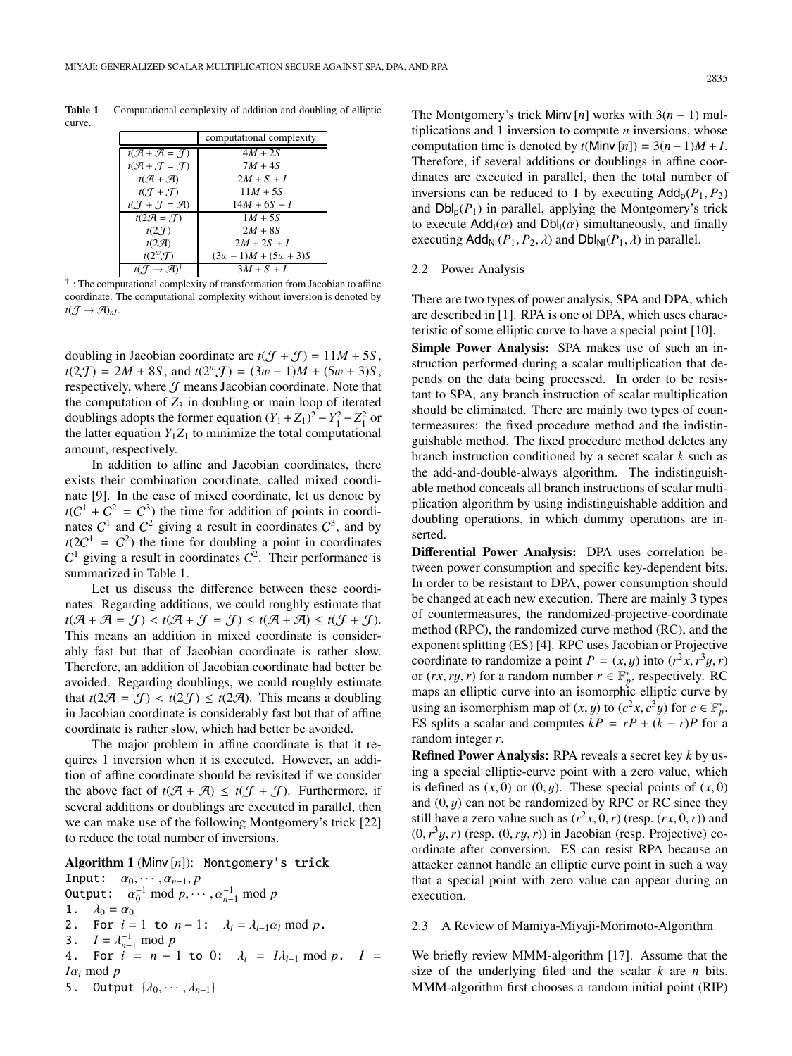**Table 1** Computational complexity of addition and doubling of elliptic curve.

| | computational complexity |
|---|---|
| $t(\mathcal{A} + \mathcal{A} = \mathcal{J})$ | $4M + 2S$ |
| $t(\mathcal{A} + \mathcal{J} = \mathcal{J})$ | $7M + 4S$ |
| $t(\mathcal{A} + \mathcal{A})$ | $2M + S + I$ |
| $t(\mathcal{J} + \mathcal{J})$ | $11M + 5S$ |
| $t(\mathcal{J} + \mathcal{J} = \mathcal{A})$ | $14M + 6S + I$ |
| $t(2\mathcal{A} = \mathcal{J})$ | $1M + 5S$ |
| $t(2\mathcal{J})$ | $2M + 8S$ |
| $t(2\mathcal{A})$ | $2M + 2S + I$ |
| $t(2^w\mathcal{J})$ | $(3w - 1)M + (5w + 3)S$ |
| $t(\mathcal{J} \to \mathcal{A})^{\dagger}$ | $3M + S + I$ |

† : The computational complexity of transformation from Jacobian to affine coordinate. The computational complexity without inversion is denoted by $t(\mathcal{J} \to \mathcal{A})_{nI}$.

doubling in Jacobian coordinate are $t(\mathcal{J} + \mathcal{J}) = 11M + 5S$, $t(2\mathcal{J}) = 2M + 8S$, and $t(2^w\mathcal{J}) = (3w - 1)M + (5w + 3)S$, respectively, where $\mathcal{J}$ means Jacobian coordinate. Note that the computation of $Z_3$ in doubling or main loop of iterated doublings adopts the former equation $(Y_1 + Z_1)^2 - Y_1^2 - Z_1^2$ or the latter equation $Y_1 Z_1$ to minimize the total computational amount, respectively.

In addition to affine and Jacobian coordinates, there exists their combination coordinate, called mixed coordinate [9]. In the case of mixed coordinate, let us denote by $t(C^1 + C^2 = C^3)$ the time for addition of points in coordinates $C^1$ and $C^2$ giving a result in coordinates $C^3$, and by $t(2C^1 = C^2)$ the time for doubling a point in coordinates $C^1$ giving a result in coordinates $C^2$. Their performance is summarized in Table 1.

Let us discuss the difference between these coordinates. Regarding additions, we could roughly estimate that $t(\mathcal{A} + \mathcal{A} = \mathcal{J}) < t(\mathcal{A} + \mathcal{J} = \mathcal{J}) \leq t(\mathcal{A} + \mathcal{A}) \leq t(\mathcal{J} + \mathcal{J})$. This means an addition in mixed coordinate is considerably fast but that of Jacobian coordinate is rather slow. Therefore, an addition of Jacobian coordinate had better be avoided. Regarding doublings, we could roughly estimate that $t(2\mathcal{A} = \mathcal{J}) < t(2\mathcal{J}) \leq t(2\mathcal{A})$. This means a doubling in Jacobian coordinate is considerably fast but that of affine coordinate is rather slow, which had better be avoided.

The major problem in affine coordinate is that it requires 1 inversion when it is executed. However, an addition of affine coordinate should be revisited if we consider the above fact of $t(\mathcal{A} + \mathcal{A}) \leq t(\mathcal{J} + \mathcal{J})$. Furthermore, if several additions or doublings are executed in parallel, then we can make use of the following Montgomery's trick [22] to reduce the total number of inversions.

**Algorithm 1** ($\mathsf{Minv}\,[n]$): Montgomery's trick

```
Input:  α_0, ..., α_{n-1}, p
Output: α_0^{-1} mod p, ..., α_{n-1}^{-1} mod p
1. λ_0 = α_0
2. For i = 1 to n-1: λ_i = λ_{i-1} α_i mod p.
3. I = λ_{n-1}^{-1} mod p
4. For i = n-1 to 0: λ_i = I λ_{i-1} mod p. I = I α_i mod p
5. Output {λ_0, ..., λ_{n-1}}
```

The Montgomery's trick $\mathsf{Minv}\,[n]$ works with $3(n-1)$ multiplications and 1 inversion to compute $n$ inversions, whose computation time is denoted by $t(\mathsf{Minv}\,[n]) = 3(n-1)M + I$. Therefore, if several additions or doublings in affine coordinates are executed in parallel, then the total number of inversions can be reduced to 1 by executing $\mathsf{Add_p}(P_1, P_2)$ and $\mathsf{Dbl_p}(P_1)$ in parallel, applying the Montgomery's trick to execute $\mathsf{Add_I}(\alpha)$ and $\mathsf{Dbl_I}(\alpha)$ simultaneously, and finally executing $\mathsf{Add_{NI}}(P_1, P_2, \lambda)$ and $\mathsf{Dbl_{NI}}(P_1, \lambda)$ in parallel.

### 2.2 Power Analysis

There are two types of power analysis, SPA and DPA, which are described in [1]. RPA is one of DPA, which uses characteristic of some elliptic curve to have a special point [10].

**Simple Power Analysis:** SPA makes use of such an instruction performed during a scalar multiplication that depends on the data being processed. In order to be resistant to SPA, any branch instruction of scalar multiplication should be eliminated. There are mainly two types of countermeasures: the fixed procedure method and the indistinguishable method. The fixed procedure method deletes any branch instruction conditioned by a secret scalar $k$ such as the add-and-double-always algorithm. The indistinguishable method conceals all branch instructions of scalar multiplication algorithm by using indistinguishable addition and doubling operations, in which dummy operations are inserted.

**Differential Power Analysis:** DPA uses correlation between power consumption and specific key-dependent bits. In order to be resistant to DPA, power consumption should be changed at each new execution. There are mainly 3 types of countermeasures, the randomized-projective-coordinate method (RPC), the randomized curve method (RC), and the exponent splitting (ES) [4]. RPC uses Jacobian or Projective coordinate to randomize a point $P = (x, y)$ into $(r^2x, r^3y, r)$ or $(rx, ry, r)$ for a random number $r \in \mathbb{F}_p^*$, respectively. RC maps an elliptic curve into an isomorphic elliptic curve by using an isomorphism map of $(x, y)$ to $(c^2x, c^3y)$ for $c \in \mathbb{F}_p^*$. ES splits a scalar and computes $kP = rP + (k - r)P$ for a random integer $r$.

**Refined Power Analysis:** RPA reveals a secret key $k$ by using a special elliptic-curve point with a zero value, which is defined as $(x, 0)$ or $(0, y)$. These special points of $(x, 0)$ and $(0, y)$ can not be randomized by RPC or RC since they still have a zero value such as $(r^2x, 0, r)$ (resp. $(rx, 0, r)$) and $(0, r^3y, r)$ (resp. $(0, ry, r)$) in Jacobian (resp. Projective) coordinate after conversion. ES can resist RPA because an attacker cannot handle an elliptic curve point in such a way that a special point with zero value can appear during an execution.

### 2.3 A Review of Mamiya-Miyaji-Morimoto-Algorithm

We briefly review MMM-algorithm [17]. Assume that the size of the underlying filed and the scalar $k$ are $n$ bits. MMM-algorithm first chooses a random initial point (RIP)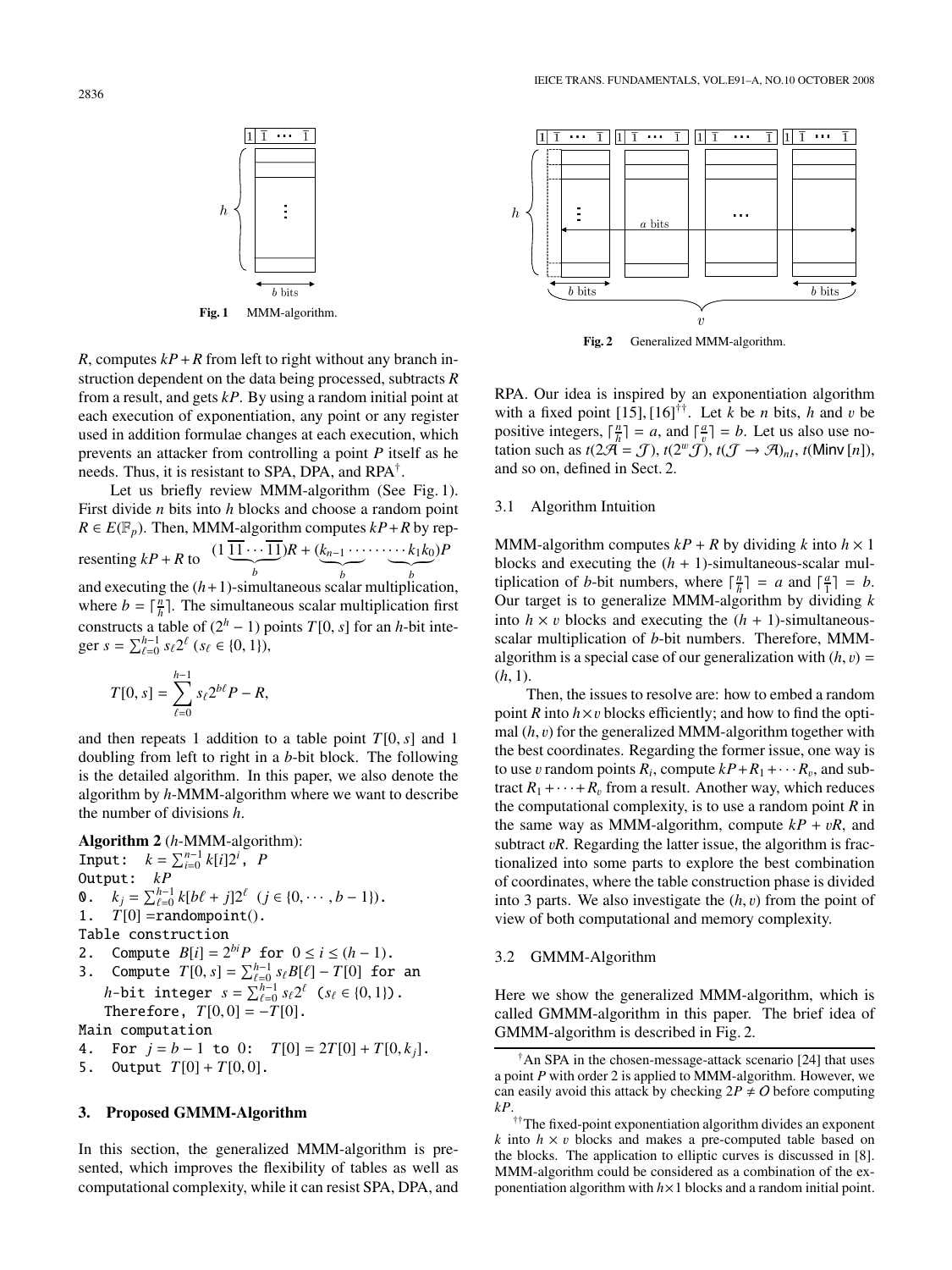Fig. 1 MMM-algorithm.

$R$, computes $kP + R$ from left to right without any branch instruction dependent on the data being processed, subtracts $R$ from a result, and gets $kP$. By using a random initial point at each execution of exponentiation, any point or any register used in addition formulae changes at each execution, which prevents an attacker from controlling a point $P$ itself as he needs. Thus, it is resistant to SPA, DPA, and RPA[†].

Let us briefly review MMM-algorithm (See Fig. 1). First divide $n$ bits into $h$ blocks and choose a random point $R \in E(\mathbb{F}_p)$. Then, MMM-algorithm computes $kP + R$ by representing $kP + R$ to $(1\underbrace{\overline{1}\overline{1}\cdots\overline{1}\overline{1}}_{b})R + (\underbrace{k_{n-1}\cdots\cdots}_{b}\underbrace{\cdots k_1 k_0}_{b})P$ and executing the $(h+1)$-simultaneous scalar multiplication, where $b = \lceil \frac{n}{h} \rceil$. The simultaneous scalar multiplication first constructs a table of $(2^h - 1)$ points $T[0, s]$ for an $h$-bit integer $s = \sum_{\ell=0}^{h-1} s_\ell 2^\ell$ ($s_\ell \in \{0, 1\}$),

$$T[0, s] = \sum_{\ell=0}^{h-1} s_\ell 2^{b\ell} P - R,$$

and then repeats 1 addition to a table point $T[0, s]$ and 1 doubling from left to right in a $b$-bit block. The following is the detailed algorithm. In this paper, we also denote the algorithm by $h$-MMM-algorithm where we want to describe the number of divisions $h$.

**Algorithm 2** ($h$-MMM-algorithm):
Input: $k = \sum_{i=0}^{n-1} k[i]2^i$, $P$
Output: $kP$
0. $k_j = \sum_{\ell=0}^{h-1} k[b\ell + j]2^\ell$ ($j \in \{0, \cdots, b-1\}$).
1. $T[0]$ = randompoint().
Table construction
2. Compute $B[i] = 2^{bi}P$ for $0 \le i \le (h-1)$.
3. Compute $T[0, s] = \sum_{\ell=0}^{h-1} s_\ell B[\ell] - T[0]$ for an $h$-bit integer $s = \sum_{\ell=0}^{h-1} s_\ell 2^\ell$ ($s_\ell \in \{0, 1\}$).
Therefore, $T[0, 0] = -T[0]$.
Main computation
4. For $j = b-1$ to 0: $T[0] = 2T[0] + T[0, k_j]$.
5. Output $T[0] + T[0, 0]$.

## 3. Proposed GMMM-Algorithm

In this section, the generalized MMM-algorithm is presented, which improves the flexibility of tables as well as computational complexity, while it can resist SPA, DPA, and RPA. Our idea is inspired by an exponentiation algorithm with a fixed point [15], [16][††]. Let $k$ be $n$ bits, $h$ and $v$ be positive integers, $\lceil \frac{n}{h} \rceil = a$, and $\lceil \frac{a}{v} \rceil = b$. Let us also use notation such as $t(2\mathcal{A} = \mathcal{J})$, $t(2^w\mathcal{J})$, $t(\mathcal{J} \to \mathcal{A})_{nI}$, $t(\mathsf{Minv}[n])$, and so on, defined in Sect. 2.

Fig. 2 Generalized MMM-algorithm.

### 3.1 Algorithm Intuition

MMM-algorithm computes $kP + R$ by dividing $k$ into $h \times 1$ blocks and executing the $(h+1)$-simultaneous-scalar multiplication of $b$-bit numbers, where $\lceil \frac{n}{h} \rceil = a$ and $\lceil \frac{a}{1} \rceil = b$. Our target is to generalize MMM-algorithm by dividing $k$ into $h \times v$ blocks and executing the $(h+1)$-simultaneous-scalar multiplication of $b$-bit numbers. Therefore, MMM-algorithm is a special case of our generalization with $(h, v) = (h, 1)$.

Then, the issues to resolve are: how to embed a random point $R$ into $h \times v$ blocks efficiently; and how to find the optimal $(h, v)$ for the generalized MMM-algorithm together with the best coordinates. Regarding the former issue, one way is to use $v$ random points $R_i$, compute $kP + R_1 + \cdots R_v$, and subtract $R_1 + \cdots + R_v$ from a result. Another way, which reduces the computational complexity, is to use a random point $R$ in the same way as MMM-algorithm, compute $kP + vR$, and subtract $vR$. Regarding the latter issue, the algorithm is fractionalized into some parts to explore the best combination of coordinates, where the table construction phase is divided into 3 parts. We also investigate the $(h, v)$ from the point of view of both computational and memory complexity.

### 3.2 GMMM-Algorithm

Here we show the generalized MMM-algorithm, which is called GMMM-algorithm in this paper. The brief idea of GMMM-algorithm is described in Fig. 2.

[†] An SPA in the chosen-message-attack scenario [24] that uses a point $P$ with order 2 is applied to MMM-algorithm. However, we can easily avoid this attack by checking $2P \neq O$ before computing $kP$.

[††] The fixed-point exponentiation algorithm divides an exponent $k$ into $h \times v$ blocks and makes a pre-computed table based on the blocks. The application to elliptic curves is discussed in [8]. MMM-algorithm could be considered as a combination of the exponentiation algorithm with $h \times 1$ blocks and a random initial point.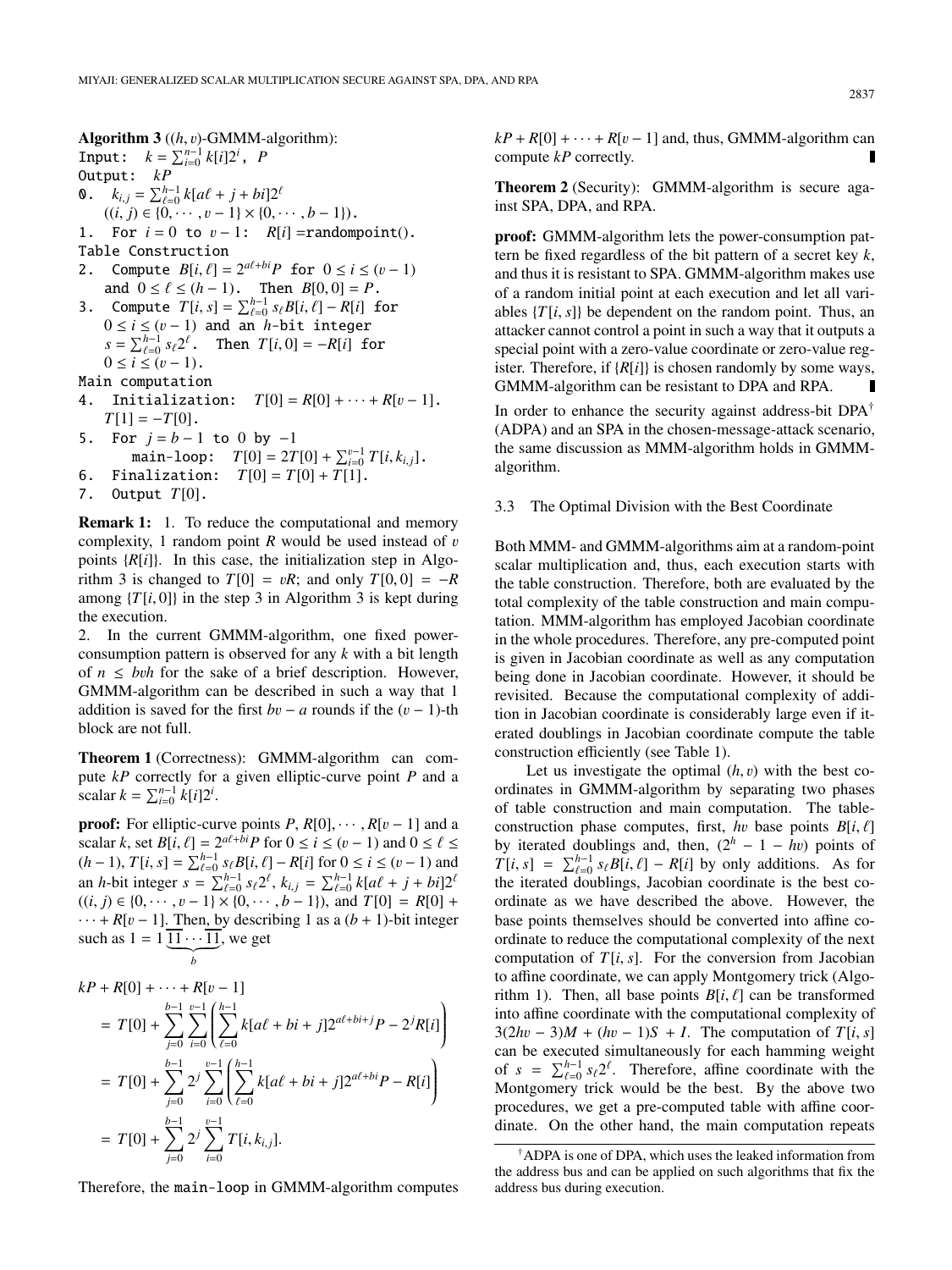**Algorithm 3** ((*h*, *v*)-GMMM-algorithm):

```
Input:  k = Σ_{i=0}^{n-1} k[i]2^i,  P
Output:  kP
0.  k_{i,j} = Σ_{ℓ=0}^{h-1} k[aℓ + j + bi]2^ℓ
    ((i, j) ∈ {0, ··· , v − 1} × {0, ··· , b − 1}).
1.  For i = 0 to v − 1:  R[i] = randompoint().
Table Construction
2.  Compute B[i, ℓ] = 2^{aℓ+bi}P for 0 ≤ i ≤ (v − 1)
    and 0 ≤ ℓ ≤ (h − 1).  Then B[0, 0] = P.
3.  Compute T[i, s] = Σ_{ℓ=0}^{h-1} s_ℓ B[i, ℓ] − R[i] for
    0 ≤ i ≤ (v − 1) and an h-bit integer
    s = Σ_{ℓ=0}^{h-1} s_ℓ 2^ℓ.  Then T[i, 0] = −R[i] for
    0 ≤ i ≤ (v − 1).
Main computation
4.  Initialization:  T[0] = R[0] + ··· + R[v − 1].
    T[1] = −T[0].
5.  For j = b − 1 to 0 by −1
        main-loop:  T[0] = 2T[0] + Σ_{i=0}^{v-1} T[i, k_{i,j}].
6.  Finalization:  T[0] = T[0] + T[1].
7.  Output T[0].
```

**Remark 1:** 1. To reduce the computational and memory complexity, 1 random point $R$ would be used instead of $v$ points $\{R[i]\}$. In this case, the initialization step in Algorithm 3 is changed to $T[0] = vR$; and only $T[0, 0] = -R$ among $\{T[i, 0]\}$ in the step 3 in Algorithm 3 is kept during the execution.

2. In the current GMMM-algorithm, one fixed power-consumption pattern is observed for any $k$ with a bit length of $n \leq bvh$ for the sake of a brief description. However, GMMM-algorithm can be described in such a way that 1 addition is saved for the first $bv - a$ rounds if the $(v-1)$-th block are not full.

**Theorem 1** (Correctness): GMMM-algorithm can compute $kP$ correctly for a given elliptic-curve point $P$ and a scalar $k = \sum_{i=0}^{n-1} k[i]2^i$.

**proof:** For elliptic-curve points $P, R[0], \cdots, R[v-1]$ and a scalar $k$, set $B[i, \ell] = 2^{a\ell+bi}P$ for $0 \leq i \leq (v-1)$ and $0 \leq \ell \leq (h-1)$, $T[i, s] = \sum_{\ell=0}^{h-1} s_\ell B[i, \ell] - R[i]$ for $0 \leq i \leq (v-1)$ and an $h$-bit integer $s = \sum_{\ell=0}^{h-1} s_\ell 2^\ell$, $k_{i,j} = \sum_{\ell=0}^{h-1} k[a\ell + j + bi]2^\ell$ $((i, j) \in \{0, \cdots, v-1\} \times \{0, \cdots, b-1\})$, and $T[0] = R[0] + \cdots + R[v-1]$. Then, by describing 1 as a $(b+1)$-bit integer such as $1 = 1\underbrace{\overline{11\cdots 1}}_{b}$, we get

$$
\begin{aligned}
kP &+ R[0] + \cdots + R[v-1] \\
&= T[0] + \sum_{j=0}^{b-1} \sum_{i=0}^{v-1} \left( \sum_{\ell=0}^{h-1} k[a\ell + bi + j]2^{a\ell+bi+j}P - 2^j R[i] \right) \\
&= T[0] + \sum_{j=0}^{b-1} 2^j \sum_{i=0}^{v-1} \left( \sum_{\ell=0}^{h-1} k[a\ell + bi + j]2^{a\ell+bi}P - R[i] \right) \\
&= T[0] + \sum_{j=0}^{b-1} 2^j \sum_{i=0}^{v-1} T[i, k_{i,j}].
\end{aligned}
$$

Therefore, the main-loop in GMMM-algorithm computes $kP + R[0] + \cdots + R[v-1]$ and, thus, GMMM-algorithm can compute $kP$ correctly. ∎

**Theorem 2** (Security): GMMM-algorithm is secure against SPA, DPA, and RPA.

**proof:** GMMM-algorithm lets the power-consumption pattern be fixed regardless of the bit pattern of a secret key $k$, and thus it is resistant to SPA. GMMM-algorithm makes use of a random initial point at each execution and let all variables $\{T[i, s]\}$ be dependent on the random point. Thus, an attacker cannot control a point in such a way that it outputs a special point with a zero-value coordinate or zero-value register. Therefore, if $\{R[i]\}$ is chosen randomly by some ways, GMMM-algorithm can be resistant to DPA and RPA. ∎

In order to enhance the security against address-bit DPA[†] (ADPA) and an SPA in the chosen-message-attack scenario, the same discussion as MMM-algorithm holds in GMMM-algorithm.

### 3.3 The Optimal Division with the Best Coordinate

Both MMM- and GMMM-algorithms aim at a random-point scalar multiplication and, thus, each execution starts with the table construction. Therefore, both are evaluated by the total complexity of the table construction and main computation. MMM-algorithm has employed Jacobian coordinate in the whole procedures. Therefore, any pre-computed point is given in Jacobian coordinate as well as any computation being done in Jacobian coordinate. However, it should be revisited. Because the computational complexity of addition in Jacobian coordinate is considerably large even if iterated doublings in Jacobian coordinate compute the table construction efficiently (see Table 1).

Let us investigate the optimal $(h, v)$ with the best coordinates in GMMM-algorithm by separating two phases of table construction and main computation. The table-construction phase computes, first, $hv$ base points $B[i, \ell]$ by iterated doublings and, then, $(2^h - 1 - hv)$ points of $T[i, s] = \sum_{\ell=0}^{h-1} s_\ell B[i, \ell] - R[i]$ by only additions. As for the iterated doublings, Jacobian coordinate is the best coordinate as we have described the above. However, the base points themselves should be converted into affine coordinate to reduce the computational complexity of the next computation of $T[i, s]$. For the conversion from Jacobian to affine coordinate, we can apply Montgomery trick (Algorithm 1). Then, all base points $B[i, \ell]$ can be transformed into affine coordinate with the computational complexity of $3(2hv - 3)M + (hv - 1)S + I$. The computation of $T[i, s]$ can be executed simultaneously for each hamming weight of $s = \sum_{\ell=0}^{h-1} s_\ell 2^\ell$. Therefore, affine coordinate with the Montgomery trick would be the best. By the above two procedures, we get a pre-computed table with affine coordinate. On the other hand, the main computation repeats

---

[†] ADPA is one of DPA, which uses the leaked information from the address bus and can be applied on such algorithms that fix the address bus during execution.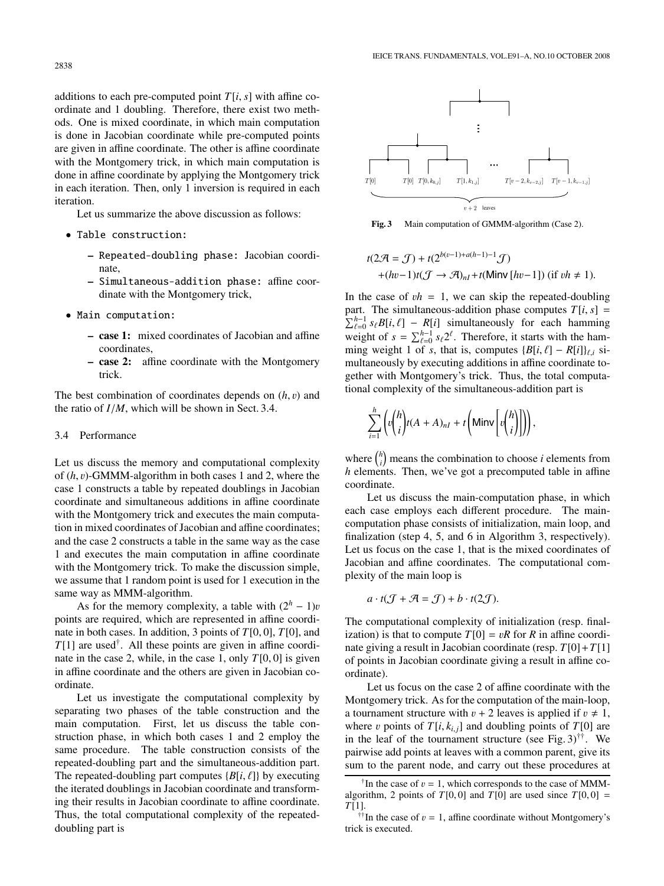additions to each pre-computed point $T[i, s]$ with affine coordinate and 1 doubling. Therefore, there exist two methods. One is mixed coordinate, in which main computation is done in Jacobian coordinate while pre-computed points are given in affine coordinate. The other is affine coordinate with the Montgomery trick, in which main computation is done in affine coordinate by applying the Montgomery trick in each iteration. Then, only 1 inversion is required in each iteration.

Let us summarize the above discussion as follows:

- Table construction:
  - Repeated-doubling phase: Jacobian coordinate,
  - Simultaneous-addition phase: affine coordinate with the Montgomery trick,
- Main computation:
  - **case 1:** mixed coordinates of Jacobian and affine coordinates,
  - **case 2:** affine coordinate with the Montgomery trick.

The best combination of coordinates depends on $(h, v)$ and the ratio of $I/M$, which will be shown in Sect. 3.4.

### 3.4 Performance

Let us discuss the memory and computational complexity of $(h, v)$-GMMM-algorithm in both cases 1 and 2, where the case 1 constructs a table by repeated doublings in Jacobian coordinate and simultaneous additions in affine coordinate with the Montgomery trick and executes the main computation in mixed coordinates of Jacobian and affine coordinates; and the case 2 constructs a table in the same way as the case 1 and executes the main computation in affine coordinate with the Montgomery trick. To make the discussion simple, we assume that 1 random point is used for 1 execution in the same way as MMM-algorithm.

As for the memory complexity, a table with $(2^h - 1)v$ points are required, which are represented in affine coordinate in both cases. In addition, 3 points of $T[0, 0]$, $T[0]$, and $T[1]$ are used[†]. All these points are given in affine coordinate in the case 2, while, in the case 1, only $T[0, 0]$ is given in affine coordinate and the others are given in Jacobian coordinate.

Let us investigate the computational complexity by separating two phases of the table construction and the main computation. First, let us discuss the table construction phase, in which both cases 1 and 2 employ the same procedure. The table construction consists of the repeated-doubling part and the simultaneous-addition part. The repeated-doubling part computes $\{B[i, \ell]\}$ by executing the iterated doublings in Jacobian coordinate and transforming their results in Jacobian coordinate to affine coordinate. Thus, the total computational complexity of the repeated-doubling part is

$$t(2\mathcal{A} = \mathcal{J}) + t(2^{b(v-1)+a(h-1)-1}\mathcal{J})$$
$$+(hv-1)t(\mathcal{J} \to \mathcal{A})_{nI} + t(\mathsf{Minv}\,[hv-1]) \text{ (if } vh \neq 1).$$

In the case of $vh = 1$, we can skip the repeated-doubling part. The simultaneous-addition phase computes $T[i, s] = \sum_{\ell=0}^{h-1} s_\ell B[i, \ell] - R[i]$ simultaneously for each hamming weight of $s = \sum_{\ell=0}^{h-1} s_\ell 2^\ell$. Therefore, it starts with the hamming weight 1 of $s$, that is, computes $\{B[i, \ell] - R[i]\}_{\ell,i}$ simultaneously by executing additions in affine coordinate together with Montgomery's trick. Thus, the total computational complexity of the simultaneous-addition part is

$$\sum_{i=1}^{h} \left( v\binom{h}{i} t(A + A)_{nI} + t\left(\mathsf{Minv}\left[v\binom{h}{i}\right]\right)\right),$$

where $\binom{h}{i}$ means the combination to choose $i$ elements from $h$ elements. Then, we've got a precomputed table in affine coordinate.

Let us discuss the main-computation phase, in which each case employs each different procedure. The main-computation phase consists of initialization, main loop, and finalization (step 4, 5, and 6 in Algorithm 3, respectively). Let us focus on the case 1, that is the mixed coordinates of Jacobian and affine coordinates. The computational complexity of the main loop is

$$a \cdot t(\mathcal{J} + \mathcal{A} = \mathcal{J}) + b \cdot t(2\mathcal{J}).$$

The computational complexity of initialization (resp. finalization) is that to compute $T[0] = vR$ for $R$ in affine coordinate giving a result in Jacobian coordinate (resp. $T[0] + T[1]$ of points in Jacobian coordinate giving a result in affine coordinate).

Let us focus on the case 2 of affine coordinate with the Montgomery trick. As for the computation of the main-loop, a tournament structure with $v + 2$ leaves is applied if $v \neq 1$, where $v$ points of $T[i, k_{i,j}]$ and doubling points of $T[0]$ are in the leaf of the tournament structure (see Fig. 3)[††]. We pairwise add points at leaves with a common parent, give its sum to the parent node, and carry out these procedures at

Fig. 3 Main computation of GMMM-algorithm (Case 2).

[†] In the case of $v = 1$, which corresponds to the case of MMM-algorithm, 2 points of $T[0, 0]$ and $T[0]$ are used since $T[0, 0] = T[1]$.

[††] In the case of $v = 1$, affine coordinate without Montgomery's trick is executed.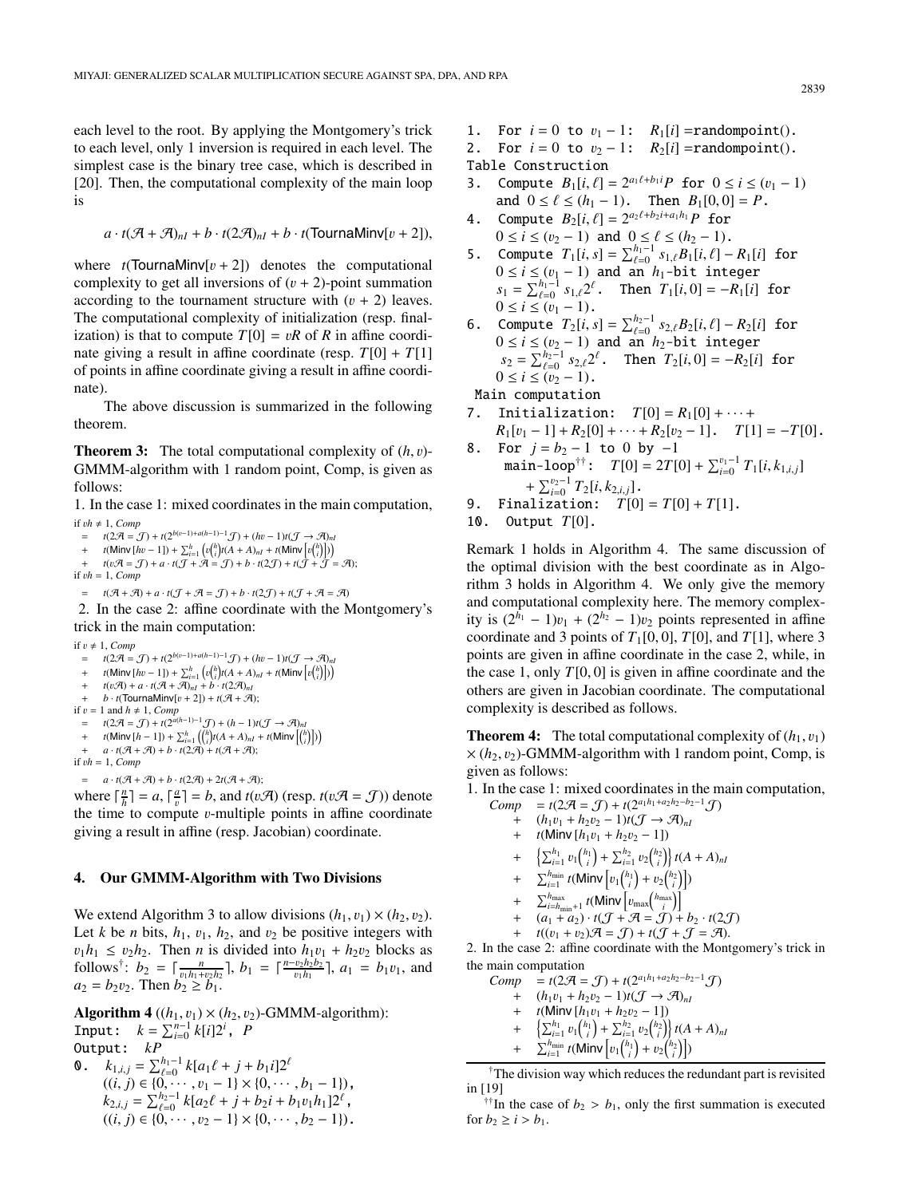each level to the root. By applying the Montgomery's trick to each level, only 1 inversion is required in each level. The simplest case is the binary tree case, which is described in [20]. Then, the computational complexity of the main loop is

$$a \cdot t(\mathcal{A}+\mathcal{A})_{nI} + b \cdot t(2\mathcal{A})_{nI} + b \cdot t(\mathsf{TournaMinv}[v+2]),$$

where $t(\mathsf{TournaMinv}[v+2])$ denotes the computational complexity to get all inversions of $(v+2)$-point summation according to the tournament structure with $(v+2)$ leaves. The computational complexity of initialization (resp. finalization) is that to compute $T[0] = vR$ of $R$ in affine coordinate giving a result in affine coordinate (resp. $T[0] + T[1]$ of points in affine coordinate giving a result in affine coordinate).

The above discussion is summarized in the following theorem.

**Theorem 3:** The total computational complexity of $(h, v)$-GMMM-algorithm with 1 random point, Comp, is given as follows:

1. In the case 1: mixed coordinates in the main computation,

if $vh \neq 1$, *Comp*

$$\begin{aligned}
&= t(2\mathcal{A}=\mathcal{J}) + t(2^{b(v-1)+a(h-1)-1}\mathcal{J}) + (hv-1)t(\mathcal{J}\to\mathcal{A})_{nI} \\
&+ t(\mathsf{Minv}\,[hv-1]) + \textstyle\sum_{i=1}^{h}\left(v\binom{h}{i}t(A+A)_{nI} + t(\mathsf{Minv}\left[v\binom{h}{i}\right])\right) \\
&+ t(v\mathcal{A}=\mathcal{J}) + a\cdot t(\mathcal{J}+\mathcal{A}=\mathcal{J}) + b\cdot t(2\mathcal{J}) + t(\mathcal{J}+\mathcal{J}=\mathcal{A});
\end{aligned}$$

if $vh = 1$, *Comp*

$$= t(\mathcal{A}+\mathcal{A}) + a\cdot t(\mathcal{J}+\mathcal{A}=\mathcal{J}) + b\cdot t(2\mathcal{J}) + t(\mathcal{J}+\mathcal{A}=\mathcal{A})$$

2. In the case 2: affine coordinate with the Montgomery's trick in the main computation:

if $v \neq 1$, *Comp*

$$\begin{aligned}
&= t(2\mathcal{A}=\mathcal{J}) + t(2^{b(v-1)+a(h-1)-1}\mathcal{J}) + (hv-1)t(\mathcal{J}\to\mathcal{A})_{nI} \\
&+ t(\mathsf{Minv}\,[hv-1]) + \textstyle\sum_{i=1}^{h}\left(v\binom{h}{i}t(A+A)_{nI} + t(\mathsf{Minv}\left[v\binom{h}{i}\right])\right) \\
&+ t(v\mathcal{A}) + a\cdot t(\mathcal{A}+\mathcal{A})_{nI} + b\cdot t(2\mathcal{A})_{nI} \\
&+ b\cdot t(\mathsf{TournaMinv}[v+2]) + t(\mathcal{A}+\mathcal{A});
\end{aligned}$$

if $v = 1$ and $h \neq 1$, *Comp*

$$\begin{aligned}
&= t(2\mathcal{A}=\mathcal{J}) + t(2^{a(h-1)-1}\mathcal{J}) + (h-1)t(\mathcal{J}\to\mathcal{A})_{nI} \\
&+ t(\mathsf{Minv}\,[h-1]) + \textstyle\sum_{i=1}^{h}\left(\binom{h}{i}t(A+A)_{nI} + t(\mathsf{Minv}\left[\binom{h}{i}\right])\right) \\
&+ a\cdot t(\mathcal{A}+\mathcal{A}) + b\cdot t(2\mathcal{A}) + t(\mathcal{A}+\mathcal{A});
\end{aligned}$$

if $vh = 1$, *Comp*

$$= a\cdot t(\mathcal{A}+\mathcal{A}) + b\cdot t(2\mathcal{A}) + 2t(\mathcal{A}+\mathcal{A});$$

where $\lceil \frac{n}{h} \rceil = a$, $\lceil \frac{a}{v} \rceil = b$, and $t(v\mathcal{A})$ (resp. $t(v\mathcal{A}=\mathcal{J})$) denote the time to compute $v$-multiple points in affine coordinate giving a result in affine (resp. Jacobian) coordinate.

## 4. Our GMMM-Algorithm with Two Divisions

We extend Algorithm 3 to allow divisions $(h_1, v_1) \times (h_2, v_2)$. Let $k$ be $n$ bits, $h_1$, $v_1$, $h_2$, and $v_2$ be positive integers with $v_1h_1 \le v_2h_2$. Then $n$ is divided into $h_1v_1 + h_2v_2$ blocks as follows[†]: $b_2 = \lceil \frac{n}{v_1h_1+v_2h_2} \rceil$, $b_1 = \lceil \frac{n-v_2h_2b_2}{v_1h_1} \rceil$, $a_1 = b_1v_1$, and $a_2 = b_2v_2$. Then $b_2 \ge b_1$.

**Algorithm 4** $((h_1, v_1) \times (h_2, v_2))$-GMMM-algorithm):

Input: $k = \sum_{i=0}^{n-1} k[i]2^i$, $P$

Output: $kP$

0. $k_{1,i,j} = \sum_{\ell=0}^{h_1-1} k[a_1\ell + j + b_1 i]2^\ell$ $((i,j) \in \{0,\cdots,v_1-1\}\times\{0,\cdots,b_1-1\})$, $k_{2,i,j} = \sum_{\ell=0}^{h_2-1} k[a_2\ell + j + b_2 i + b_1v_1h_1]2^\ell$, $((i,j) \in \{0,\cdots,v_2-1\}\times\{0,\cdots,b_2-1\})$.
1. For $i = 0$ to $v_1 - 1$: $R_1[i]$ = randompoint().
2. For $i = 0$ to $v_2 - 1$: $R_2[i]$ = randompoint().

Table Construction

3. Compute $B_1[i,\ell] = 2^{a_1\ell + b_1 i}P$ for $0 \le i \le (v_1-1)$ and $0 \le \ell \le (h_1-1)$. Then $B_1[0,0] = P$.
4. Compute $B_2[i,\ell] = 2^{a_2\ell + b_2 i + a_1 h_1}P$ for $0 \le i \le (v_2-1)$ and $0 \le \ell \le (h_2-1)$.
5. Compute $T_1[i,s] = \sum_{\ell=0}^{h_1-1} s_{1,\ell}B_1[i,\ell] - R_1[i]$ for $0 \le i \le (v_1-1)$ and an $h_1$-bit integer $s_1 = \sum_{\ell=0}^{h_1-1} s_{1,\ell}2^\ell$. Then $T_1[i,0] = -R_1[i]$ for $0 \le i \le (v_1-1)$.
6. Compute $T_2[i,s] = \sum_{\ell=0}^{h_2-1} s_{2,\ell}B_2[i,\ell] - R_2[i]$ for $0 \le i \le (v_2-1)$ and an $h_2$-bit integer $s_2 = \sum_{\ell=0}^{h_2-1} s_{2,\ell}2^\ell$. Then $T_2[i,0] = -R_2[i]$ for $0 \le i \le (v_2-1)$.

Main computation

7. Initialization: $T[0] = R_1[0] + \cdots + R_1[v_1-1] + R_2[0] + \cdots + R_2[v_2-1]$. $T[1] = -T[0]$.
8. For $j = b_2 - 1$ to 0 by $-1$
   main-loop[††]: $T[0] = 2T[0] + \sum_{i=0}^{v_1-1} T_1[i, k_{1,i,j}] + \sum_{i=0}^{v_2-1} T_2[i, k_{2,i,j}]$.
9. Finalization: $T[0] = T[0] + T[1]$.
10. Output $T[0]$.

Remark 1 holds in Algorithm 4. The same discussion of the optimal division with the best coordinate as in Algorithm 3 holds in Algorithm 4. We only give the memory and computational complexity here. The memory complexity is $(2^{h_1}-1)v_1 + (2^{h_2}-1)v_2$ points represented in affine coordinate and 3 points of $T_1[0,0]$, $T[0]$, and $T[1]$, where 3 points are given in affine coordinate in the case 2, while, in the case 1, only $T[0,0]$ is given in affine coordinate and the others are given in Jacobian coordinate. The computational complexity is described as follows.

**Theorem 4:** The total computational complexity of $(h_1, v_1) \times (h_2, v_2)$-GMMM-algorithm with 1 random point, Comp, is given as follows:

1. In the case 1: mixed coordinates in the main computation,

$$\begin{aligned}
\mathit{Comp} &= t(2\mathcal{A}=\mathcal{J}) + t(2^{a_1h_1+a_2h_2-b_2-1}\mathcal{J}) \\
&+ (h_1v_1 + h_2v_2 - 1)t(\mathcal{J}\to\mathcal{A})_{nI} \\
&+ t(\mathsf{Minv}\,[h_1v_1 + h_2v_2 - 1]) \\
&+ \left\{\textstyle\sum_{i=1}^{h_1} v_1\binom{h_1}{i} + \sum_{i=1}^{h_2} v_2\binom{h_2}{i}\right\} t(A+A)_{nI} \\
&+ \textstyle\sum_{i=1}^{h_{\min}} t(\mathsf{Minv}\left[v_1\binom{h_1}{i} + v_2\binom{h_2}{i}\right]) \\
&+ \textstyle\sum_{i=h_{\min}+1}^{h_{\max}} t(\mathsf{Minv}\left[v_{\max}\binom{h_{\max}}{i}\right)\right] \\
&+ (a_1 + a_2)\cdot t(\mathcal{J}+\mathcal{A}=\mathcal{J}) + b_2\cdot t(2\mathcal{J}) \\
&+ t((v_1+v_2)\mathcal{A}=\mathcal{J}) + t(\mathcal{J}+\mathcal{J}=\mathcal{A}).
\end{aligned}$$

2. In the case 2: affine coordinate with the Montgomery's trick in the main computation

$$\begin{aligned}
\mathit{Comp} &= t(2\mathcal{A}=\mathcal{J}) + t(2^{a_1h_1+a_2h_2-b_2-1}\mathcal{J}) \\
&+ (h_1v_1 + h_2v_2 - 1)t(\mathcal{J}\to\mathcal{A})_{nI} \\
&+ t(\mathsf{Minv}\,[h_1v_1 + h_2v_2 - 1]) \\
&+ \left\{\textstyle\sum_{i=1}^{h_1} v_1\binom{h_1}{i} + \sum_{i=1}^{h_2} v_2\binom{h_2}{i}\right\} t(A+A)_{nI} \\
&+ \textstyle\sum_{i=1}^{h_{\min}} t(\mathsf{Minv}\left[v_1\binom{h_1}{i} + v_2\binom{h_2}{i}\right])
\end{aligned}$$

[†] The division way which reduces the redundant part is revisited in [19]

[††] In the case of $b_2 > b_1$, only the first summation is executed for $b_2 \ge i > b_1$.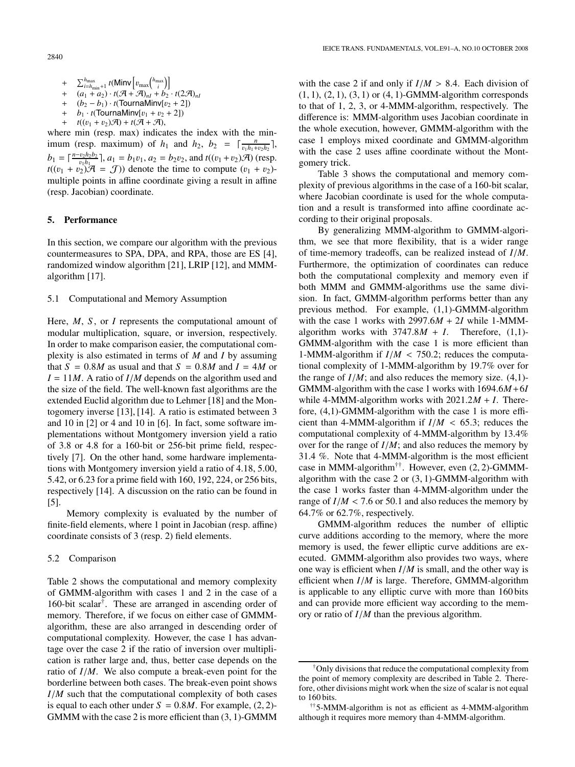$+ \quad \sum_{i=h_{\min}+1}^{h_{\max}} t(\mathsf{Minv}\left[v_{\max}\binom{h_{\max}}{i}\right])$
$+ \quad (a_1 + a_2) \cdot t(\mathcal{A} + \mathcal{A})_{nI} + b_2 \cdot t(2\mathcal{A})_{nI}$
$+ \quad (b_2 - b_1) \cdot t(\mathsf{TournaMinv}[v_2 + 2])$
$+ \quad b_1 \cdot t(\mathsf{TournaMinv}[v_1 + v_2 + 2])$
$+ \quad t((v_1 + v_2)\mathcal{A}) + t(\mathcal{A} + \mathcal{A}),$

where min (resp. max) indicates the index with the minimum (resp. maximum) of $h_1$ and $h_2$, $b_2 = \lceil \frac{n}{v_1 h_1 + v_2 h_2} \rceil$, $b_1 = \lceil \frac{n - v_2 h_2 b_2}{v_1 h_1} \rceil$, $a_1 = b_1 v_1$, $a_2 = b_2 v_2$, and $t((v_1 + v_2)\mathcal{A})$ (resp. $t((v_1 + v_2)\mathcal{A} = \mathcal{J})$) denote the time to compute $(v_1 + v_2)$-multiple points in affine coordinate giving a result in affine (resp. Jacobian) coordinate.

## 5. Performance

In this section, we compare our algorithm with the previous countermeasures to SPA, DPA, and RPA, those are ES [4], randomized window algorithm [21], LRIP [12], and MMM-algorithm [17].

### 5.1 Computational and Memory Assumption

Here, $M$, $S$, or $I$ represents the computational amount of modular multiplication, square, or inversion, respectively. In order to make comparison easier, the computational complexity is also estimated in terms of $M$ and $I$ by assuming that $S = 0.8M$ as usual and that $S = 0.8M$ and $I = 4M$ or $I = 11M$. A ratio of $I/M$ depends on the algorithm used and the size of the field. The well-known fast algorithms are the extended Euclid algorithm due to Lehmer [18] and the Montogomery inverse [13], [14]. A ratio is estimated between 3 and 10 in [2] or 4 and 10 in [6]. In fact, some software implementations without Montgomery inversion yield a ratio of 3.8 or 4.8 for a 160-bit or 256-bit prime field, respectively [7]. On the other hand, some hardware implementations with Montgomery inversion yield a ratio of 4.18, 5.00, 5.42, or 6.23 for a prime field with 160, 192, 224, or 256 bits, respectively [14]. A discussion on the ratio can be found in [5].

Memory complexity is evaluated by the number of finite-field elements, where 1 point in Jacobian (resp. affine) coordinate consists of 3 (resp. 2) field elements.

### 5.2 Comparison

Table 2 shows the computational and memory complexity of GMMM-algorithm with cases 1 and 2 in the case of a 160-bit scalar[†]. These are arranged in ascending order of memory. Therefore, if we focus on either case of GMMM-algorithm, these are also arranged in descending order of computational complexity. However, the case 1 has advantage over the case 2 if the ratio of inversion over multiplication is rather large and, thus, better case depends on the ratio of $I/M$. We also compute a break-even point for the borderline between both cases. The break-even point shows $I/M$ such that the computational complexity of both cases is equal to each other under $S = 0.8M$. For example, $(2, 2)$-GMMM with the case 2 is more efficient than $(3, 1)$-GMMM with the case 2 if and only if $I/M > 8.4$. Each division of $(1, 1)$, $(2, 1)$, $(3, 1)$ or $(4, 1)$-GMMM-algorithm corresponds to that of 1, 2, 3, or 4-MMM-algorithm, respectively. The difference is: MMM-algorithm uses Jacobian coordinate in the whole execution, however, GMMM-algorithm with the case 1 employs mixed coordinate and GMMM-algorithm with the case 2 uses affine coordinate without the Montgomery trick.

Table 3 shows the computational and memory complexity of previous algorithms in the case of a 160-bit scalar, where Jacobian coordinate is used for the whole computation and a result is transformed into affine coordinate according to their original proposals.

By generalizing MMM-algorithm to GMMM-algorithm, we see that more flexibility, that is a wider range of time-memory tradeoffs, can be realized instead of $I/M$. Furthermore, the optimization of coordinates can reduce both the computational complexity and memory even if both MMM and GMMM-algorithms use the same division. In fact, GMMM-algorithm performs better than any previous method. For example, $(1,1)$-GMMM-algorithm with the case 1 works with $2997.6M + 2I$ while 1-MMM-algorithm works with $3747.8M + I$. Therefore, $(1,1)$-GMMM-algorithm with the case 1 is more efficient than 1-MMM-algorithm if $I/M < 750.2$; reduces the computational complexity of 1-MMM-algorithm by 19.7% over for the range of $I/M$; and also reduces the memory size. $(4,1)$-GMMM-algorithm with the case 1 works with $1694.6M + 6I$ while 4-MMM-algorithm works with $2021.2M + I$. Therefore, $(4,1)$-GMMM-algorithm with the case 1 is more efficient than 4-MMM-algorithm if $I/M < 65.3$; reduces the computational complexity of 4-MMM-algorithm by 13.4% over for the range of $I/M$; and also reduces the memory by 31.4 %. Note that 4-MMM-algorithm is the most efficient case in MMM-algorithm[††]. However, even $(2, 2)$-GMMM-algorithm with the case 2 or $(3, 1)$-GMMM-algorithm with the case 1 works faster than 4-MMM-algorithm under the range of $I/M < 7.6$ or 50.1 and also reduces the memory by 64.7% or 62.7%, respectively.

GMMM-algorithm reduces the number of elliptic curve additions according to the memory, where the more memory is used, the fewer elliptic curve additions are executed. GMMM-algorithm also provides two ways, where one way is efficient when $I/M$ is small, and the other way is efficient when $I/M$ is large. Therefore, GMMM-algorithm is applicable to any elliptic curve with more than 160 bits and can provide more efficient way according to the memory or ratio of $I/M$ than the previous algorithm.

---

[†] Only divisions that reduce the computational complexity from the point of memory complexity are described in Table 2. Therefore, other divisions might work when the size of scalar is not equal to 160 bits.

[††] 5-MMM-algorithm is not as efficient as 4-MMM-algorithm although it requires more memory than 4-MMM-algorithm.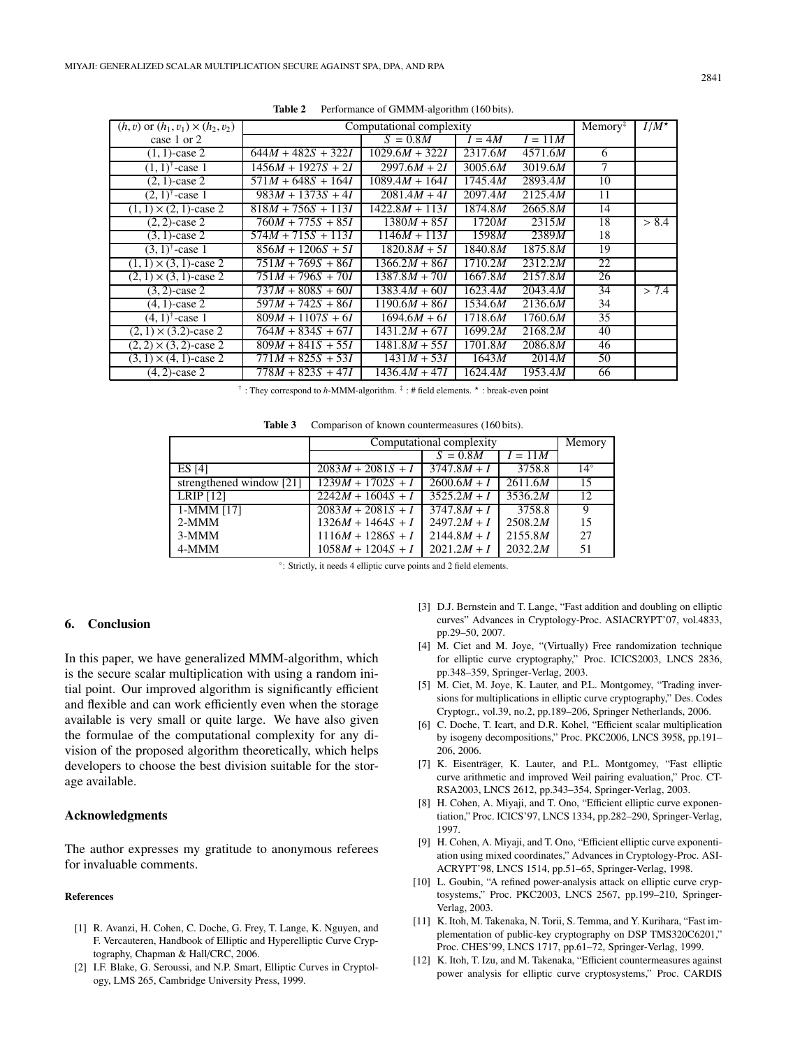**Table 2** Performance of GMMM-algorithm (160 bits).

| $(h, v)$ or $(h_1, v_1) \times (h_2, v_2)$ | Computational complexity | | | | Memory[‡] | $I/M^{\star}$ |
|---|---|---|---|---|---|---|
| case 1 or 2 | | $S = 0.8M$ | $I = 4M$ | $I = 11M$ | | |
| (1, 1)-case 2 | $644M + 482S + 322I$ | $1029.6M + 322I$ | $2317.6M$ | $4571.6M$ | 6 | |
| $(1, 1)^{\dagger}$-case 1 | $1456M + 1927S + 2I$ | $2997.6M + 2I$ | $3005.6M$ | $3019.6M$ | 7 | |
| (2, 1)-case 2 | $571M + 648S + 164I$ | $1089.4M + 164I$ | $1745.4M$ | $2893.4M$ | 10 | |
| $(2, 1)^{\dagger}$-case 1 | $983M + 1373S + 4I$ | $2081.4M + 4I$ | $2097.4M$ | $2125.4M$ | 11 | |
| $(1, 1) \times (2, 1)$-case 2 | $818M + 756S + 113I$ | $1422.8M + 113I$ | $1874.8M$ | $2665.8M$ | 14 | |
| (2, 2)-case 2 | $760M + 775S + 85I$ | $1380M + 85I$ | $1720M$ | $2315M$ | 18 | > 8.4 |
| (3, 1)-case 2 | $574M + 715S + 113I$ | $1146M + 113I$ | $1598M$ | $2389M$ | 18 | |
| $(3, 1)^{\dagger}$-case 1 | $856M + 1206S + 5I$ | $1820.8M + 5I$ | $1840.8M$ | $1875.8M$ | 19 | |
| $(1, 1) \times (3, 1)$-case 2 | $751M + 769S + 86I$ | $1366.2M + 86I$ | $1710.2M$ | $2312.2M$ | 22 | |
| $(2, 1) \times (3, 1)$-case 2 | $751M + 796S + 70I$ | $1387.8M + 70I$ | $1667.8M$ | $2157.8M$ | 26 | |
| (3, 2)-case 2 | $737M + 808S + 60I$ | $1383.4M + 60I$ | $1623.4M$ | $2043.4M$ | 34 | > 7.4 |
| (4, 1)-case 2 | $597M + 742S + 86I$ | $1190.6M + 86I$ | $1534.6M$ | $2136.6M$ | 34 | |
| $(4, 1)^{\dagger}$-case 1 | $809M + 1107S + 6I$ | $1694.6M + 6I$ | $1718.6M$ | $1760.6M$ | 35 | |
| $(2, 1) \times (3.2)$-case 2 | $764M + 834S + 67I$ | $1431.2M + 67I$ | $1699.2M$ | $2168.2M$ | 40 | |
| $(2, 2) \times (3, 2)$-case 2 | $809M + 841S + 55I$ | $1481.8M + 55I$ | $1701.8M$ | $2086.8M$ | 46 | |
| $(3, 1) \times (4, 1)$-case 2 | $771M + 825S + 53I$ | $1431M + 53I$ | $1643M$ | $2014M$ | 50 | |
| (4, 2)-case 2 | $778M + 823S + 47I$ | $1436.4M + 47I$ | $1624.4M$ | $1953.4M$ | 66 | |

† : They correspond to $h$-MMM-algorithm. ‡ : # field elements. ⋆ : break-even point

**Table 3** Comparison of known countermeasures (160 bits).

| | Computational complexity | | | Memory |
|---|---|---|---|---|
| | | $S = 0.8M$ | $I = 11M$ | |
| ES [4] | $2083M + 2081S + I$ | $3747.8M + I$ | 3758.8 | 14° |
| strengthened window [21] | $1239M + 1702S + I$ | $2600.6M + I$ | $2611.6M$ | 15 |
| LRIP [12] | $2242M + 1604S + I$ | $3525.2M + I$ | $3536.2M$ | 12 |
| 1-MMM [17] | $2083M + 2081S + I$ | $3747.8M + I$ | 3758.8 | 9 |
| 2-MMM | $1326M + 1464S + I$ | $2497.2M + I$ | $2508.2M$ | 15 |
| 3-MMM | $1116M + 1286S + I$ | $2144.8M + I$ | $2155.8M$ | 27 |
| 4-MMM | $1058M + 1204S + I$ | $2021.2M + I$ | $2032.2M$ | 51 |

°: Strictly, it needs 4 elliptic curve points and 2 field elements.

## 6. Conclusion

In this paper, we have generalized MMM-algorithm, which is the secure scalar multiplication with using a random initial point. Our improved algorithm is significantly efficient and flexible and can work efficiently even when the storage available is very small or quite large. We have also given the formulae of the computational complexity for any division of the proposed algorithm theoretically, which helps developers to choose the best division suitable for the storage available.

## Acknowledgments

The author expresses my gratitude to anonymous referees for invaluable comments.

### References

[1] R. Avanzi, H. Cohen, C. Doche, G. Frey, T. Lange, K. Nguyen, and F. Vercauteren, Handbook of Elliptic and Hyperelliptic Curve Cryptography, Chapman & Hall/CRC, 2006.

[2] I.F. Blake, G. Seroussi, and N.P. Smart, Elliptic Curves in Cryptology, LMS 265, Cambridge University Press, 1999.

[3] D.J. Bernstein and T. Lange, "Fast addition and doubling on elliptic curves" Advances in Cryptology-Proc. ASIACRYPT'07, vol.4833, pp.29–50, 2007.

[4] M. Ciet and M. Joye, "(Virtually) Free randomization technique for elliptic curve cryptography," Proc. ICICS2003, LNCS 2836, pp.348–359, Springer-Verlag, 2003.

[5] M. Ciet, M. Joye, K. Lauter, and P.L. Montgomey, "Trading inversions for multiplications in elliptic curve cryptography," Des. Codes Cryptogr., vol.39, no.2, pp.189–206, Springer Netherlands, 2006.

[6] C. Doche, T. Icart, and D.R. Kohel, "Efficient scalar multiplication by isogeny decompositions," Proc. PKC2006, LNCS 3958, pp.191–206, 2006.

[7] K. Eisenträger, K. Lauter, and P.L. Montgomey, "Fast elliptic curve arithmetic and improved Weil pairing evaluation," Proc. CT-RSA2003, LNCS 2612, pp.343–354, Springer-Verlag, 2003.

[8] H. Cohen, A. Miyaji, and T. Ono, "Efficient elliptic curve exponentiation," Proc. ICICS'97, LNCS 1334, pp.282–290, Springer-Verlag, 1997.

[9] H. Cohen, A. Miyaji, and T. Ono, "Efficient elliptic curve exponentiation using mixed coordinates," Advances in Cryptology-Proc. ASIACRYPT'98, LNCS 1514, pp.51–65, Springer-Verlag, 1998.

[10] L. Goubin, "A refined power-analysis attack on elliptic curve cryptosystems," Proc. PKC2003, LNCS 2567, pp.199–210, Springer-Verlag, 2003.

[11] K. Itoh, M. Takenaka, N. Torii, S. Temma, and Y. Kurihara, "Fast implementation of public-key cryptography on DSP TMS320C6201," Proc. CHES'99, LNCS 1717, pp.61–72, Springer-Verlag, 1999.

[12] K. Itoh, T. Izu, and M. Takenaka, "Efficient countermeasures against power analysis for elliptic curve cryptosystems," Proc. CARDIS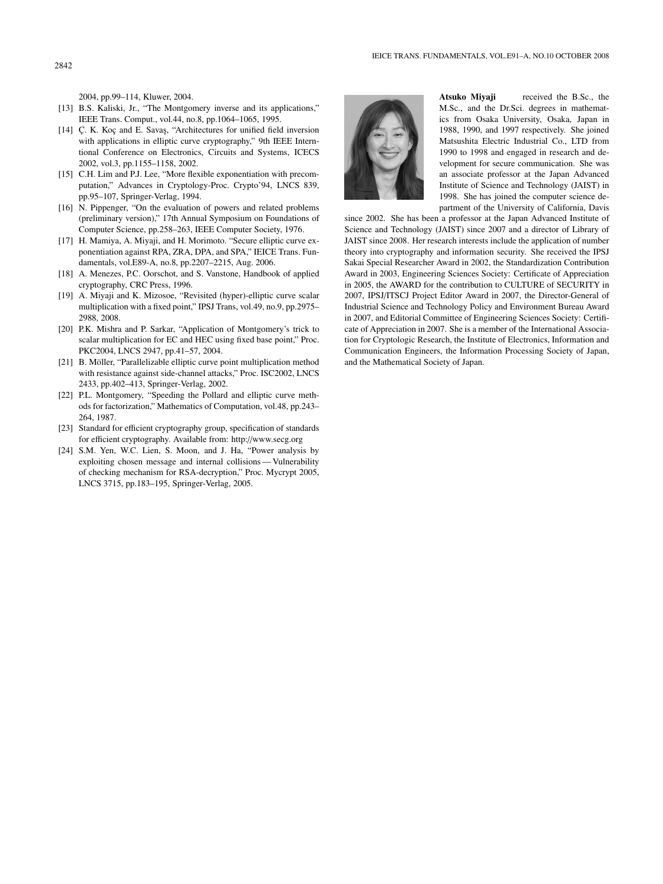2004, pp.99–114, Kluwer, 2004.

[13] B.S. Kaliski, Jr., "The Montgomery inverse and its applications," IEEE Trans. Comput., vol.44, no.8, pp.1064–1065, 1995.

[14] Ç. K. Koç and E. Savaş, "Architectures for unified field inversion with applications in elliptic curve cryptography," 9th IEEE Interntional Conference on Electronics, Circuits and Systems, ICECS 2002, vol.3, pp.1155–1158, 2002.

[15] C.H. Lim and P.J. Lee, "More flexible exponentiation with precomputation," Advances in Cryptology-Proc. Crypto'94, LNCS 839, pp.95–107, Springer-Verlag, 1994.

[16] N. Pippenger, "On the evaluation of powers and related problems (preliminary version)," 17th Annual Symposium on Foundations of Computer Science, pp.258–263, IEEE Computer Society, 1976.

[17] H. Mamiya, A. Miyaji, and H. Morimoto. "Secure elliptic curve exponentiation against RPA, ZRA, DPA, and SPA," IEICE Trans. Fundamentals, vol.E89-A, no.8, pp.2207–2215, Aug. 2006.

[18] A. Menezes, P.C. Oorschot, and S. Vanstone, Handbook of applied cryptography, CRC Press, 1996.

[19] A. Miyaji and K. Mizosoe, "Revisited (hyper)-elliptic curve scalar multiplication with a fixed point," IPSJ Trans, vol.49, no.9, pp.2975–2988, 2008.

[20] P.K. Mishra and P. Sarkar, "Application of Montgomery's trick to scalar multiplication for EC and HEC using fixed base point," Proc. PKC2004, LNCS 2947, pp.41–57, 2004.

[21] B. Möller, "Parallelizable elliptic curve point multiplication method with resistance against side-channel attacks," Proc. ISC2002, LNCS 2433, pp.402–413, Springer-Verlag, 2002.

[22] P.L. Montgomery, "Speeding the Pollard and elliptic curve methods for factorization," Mathematics of Computation, vol.48, pp.243–264, 1987.

[23] Standard for efficient cryptography group, specification of standards for efficient cryptography. Available from: http://www.secg.org

[24] S.M. Yen, W.C. Lien, S. Moon, and J. Ha, "Power analysis by exploiting chosen message and internal collisions — Vulnerability of checking mechanism for RSA-decryption," Proc. Mycrypt 2005, LNCS 3715, pp.183–195, Springer-Verlag, 2005.

**Atsuko Miyaji** received the B.Sc., the M.Sc., and the Dr.Sci. degrees in mathematics from Osaka University, Osaka, Japan in 1988, 1990, and 1997 respectively. She joined Matsushita Electric Industrial Co., LTD from 1990 to 1998 and engaged in research and development for secure communication. She was an associate professor at the Japan Advanced Institute of Science and Technology (JAIST) in 1998. She has joined the computer science department of the University of California, Davis since 2002. She has been a professor at the Japan Advanced Institute of Science and Technology (JAIST) since 2007 and a director of Library of JAIST since 2008. Her research interests include the application of number theory into cryptography and information security. She received the IPSJ Sakai Special Researcher Award in 2002, the Standardization Contribution Award in 2003, Engineering Sciences Society: Certificate of Appreciation in 2005, the AWARD for the contribution to CULTURE of SECURITY in 2007, IPSJ/ITSCJ Project Editor Award in 2007, the Director-General of Industrial Science and Technology Policy and Environment Bureau Award in 2007, and Editorial Committee of Engineering Sciences Society: Certificate of Appreciation in 2007. She is a member of the International Association for Cryptologic Research, the Institute of Electronics, Information and Communication Engineers, the Information Processing Society of Japan, and the Mathematical Society of Japan.